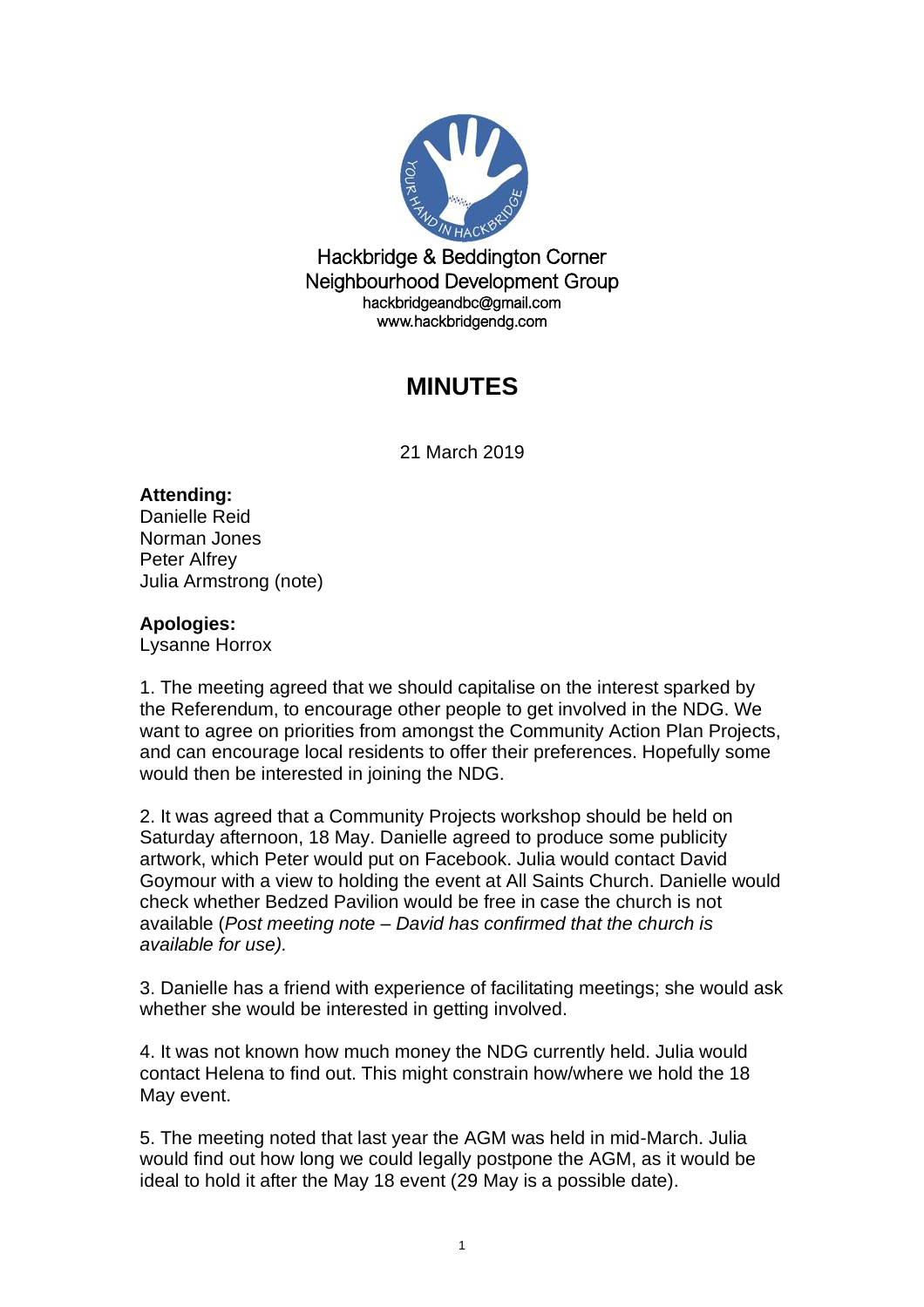Hackbridge & Beddington Corner
Neighbourhood Development Group
hackbridgeandbc@gmail.com
www.hackbridgendg.com

# MINUTES

21 March 2019

**Attending:**
Danielle Reid
Norman Jones
Peter Alfrey
Julia Armstrong (note)

**Apologies:**
Lysanne Horrox

1. The meeting agreed that we should capitalise on the interest sparked by the Referendum, to encourage other people to get involved in the NDG. We want to agree on priorities from amongst the Community Action Plan Projects, and can encourage local residents to offer their preferences. Hopefully some would then be interested in joining the NDG.

2. It was agreed that a Community Projects workshop should be held on Saturday afternoon, 18 May. Danielle agreed to produce some publicity artwork, which Peter would put on Facebook. Julia would contact David Goymour with a view to holding the event at All Saints Church. Danielle would check whether Bedzed Pavilion would be free in case the church is not available (*Post meeting note – David has confirmed that the church is available for use).*

3. Danielle has a friend with experience of facilitating meetings; she would ask whether she would be interested in getting involved.

4. It was not known how much money the NDG currently held. Julia would contact Helena to find out. This might constrain how/where we hold the 18 May event.

5. The meeting noted that last year the AGM was held in mid-March. Julia would find out how long we could legally postpone the AGM, as it would be ideal to hold it after the May 18 event (29 May is a possible date).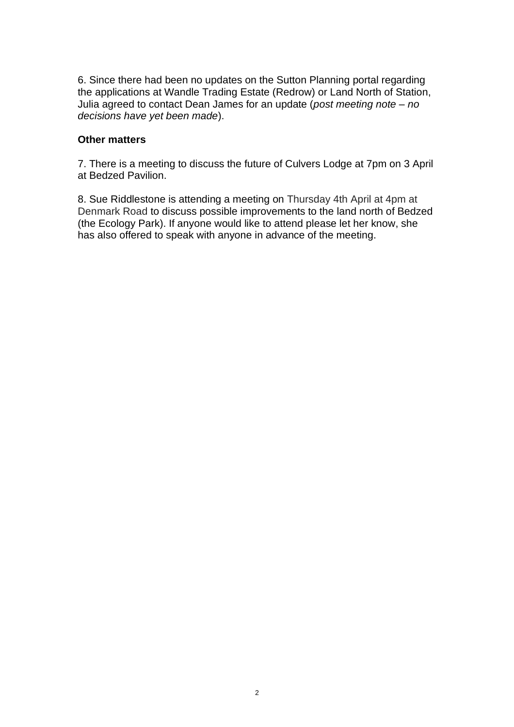6. Since there had been no updates on the Sutton Planning portal regarding the applications at Wandle Trading Estate (Redrow) or Land North of Station, Julia agreed to contact Dean James for an update (*post meeting note – no decisions have yet been made*).

**Other matters**

7. There is a meeting to discuss the future of Culvers Lodge at 7pm on 3 April at Bedzed Pavilion.

8. Sue Riddlestone is attending a meeting on Thursday 4th April at 4pm at Denmark Road to discuss possible improvements to the land north of Bedzed (the Ecology Park). If anyone would like to attend please let her know, she has also offered to speak with anyone in advance of the meeting.